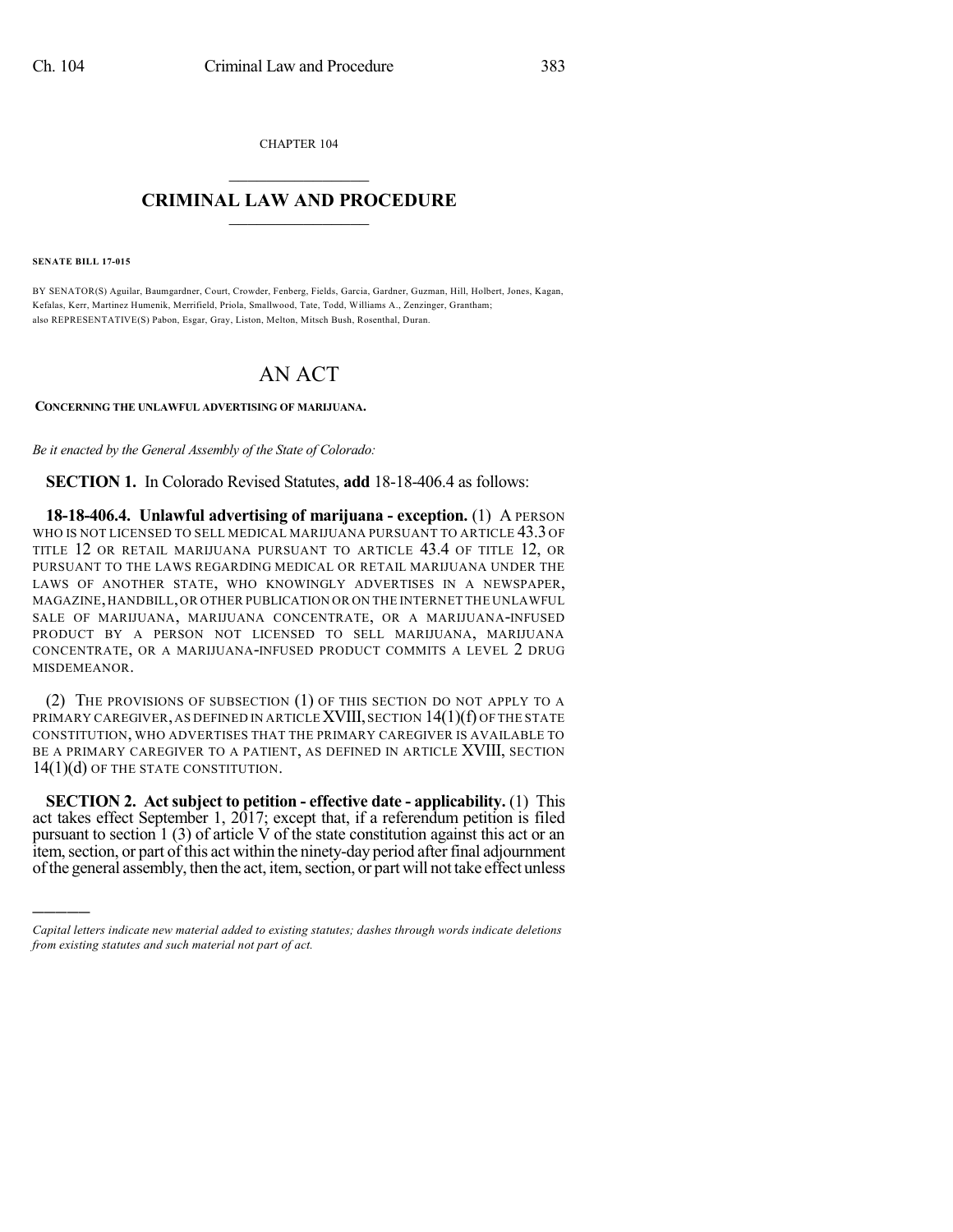CHAPTER 104

# CRIMINAL LAW AND PROCEDURE

**SENATE BILL 17-015**

BY SENATOR(S) Aguilar, Baumgardner, Court, Crowder, Fenberg, Fields, Garcia, Gardner, Guzman, Hill, Holbert, Jones, Kagan, Kefalas, Kerr, Martinez Humenik, Merrifield, Priola, Smallwood, Tate, Todd, Williams A., Zenzinger, Grantham; also REPRESENTATIVE(S) Pabon, Esgar, Gray, Liston, Melton, Mitsch Bush, Rosenthal, Duran.

# AN ACT

**CONCERNING THE UNLAWFUL ADVERTISING OF MARIJUANA.**

*Be it enacted by the General Assembly of the State of Colorado:*

**SECTION 1.** In Colorado Revised Statutes, **add** 18-18-406.4 as follows:

**18-18-406.4. Unlawful advertising of marijuana - exception.** (1) A PERSON WHO IS NOT LICENSED TO SELL MEDICAL MARIJUANA PURSUANT TO ARTICLE 43.3 OF TITLE 12 OR RETAIL MARIJUANA PURSUANT TO ARTICLE 43.4 OF TITLE 12, OR PURSUANT TO THE LAWS REGARDING MEDICAL OR RETAIL MARIJUANA UNDER THE LAWS OF ANOTHER STATE, WHO KNOWINGLY ADVERTISES IN A NEWSPAPER, MAGAZINE, HANDBILL, OR OTHER PUBLICATION OR ON THE INTERNET THE UNLAWFUL SALE OF MARIJUANA, MARIJUANA CONCENTRATE, OR A MARIJUANA-INFUSED PRODUCT BY A PERSON NOT LICENSED TO SELL MARIJUANA, MARIJUANA CONCENTRATE, OR A MARIJUANA-INFUSED PRODUCT COMMITS A LEVEL 2 DRUG MISDEMEANOR.

(2) THE PROVISIONS OF SUBSECTION (1) OF THIS SECTION DO NOT APPLY TO A PRIMARY CAREGIVER, AS DEFINED IN ARTICLE XVIII, SECTION 14(1)(f) OF THE STATE CONSTITUTION, WHO ADVERTISES THAT THE PRIMARY CAREGIVER IS AVAILABLE TO BE A PRIMARY CAREGIVER TO A PATIENT, AS DEFINED IN ARTICLE XVIII, SECTION 14(1)(d) OF THE STATE CONSTITUTION.

**SECTION 2. Act subject to petition - effective date - applicability.** (1) This act takes effect September 1, 2017; except that, if a referendum petition is filed pursuant to section 1 (3) of article V of the state constitution against this act or an item, section, or part of this act within the ninety-day period after final adjournment of the general assembly, then the act, item, section, or part will not take effect unless

---

*Capital letters indicate new material added to existing statutes; dashes through words indicate deletions from existing statutes and such material not part of act.*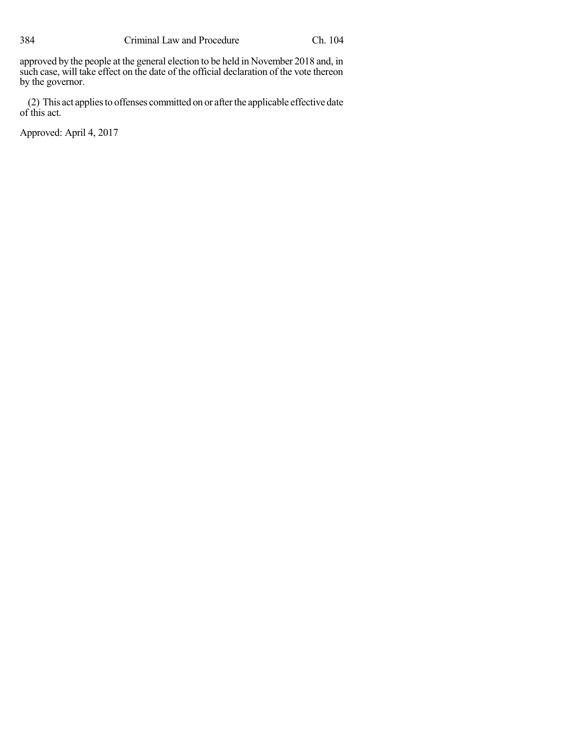approved by the people at the general election to be held in November 2018 and, in such case, will take effect on the date of the official declaration of the vote thereon by the governor.

(2) This act applies to offenses committed on or after the applicable effective date of this act.

Approved: April 4, 2017